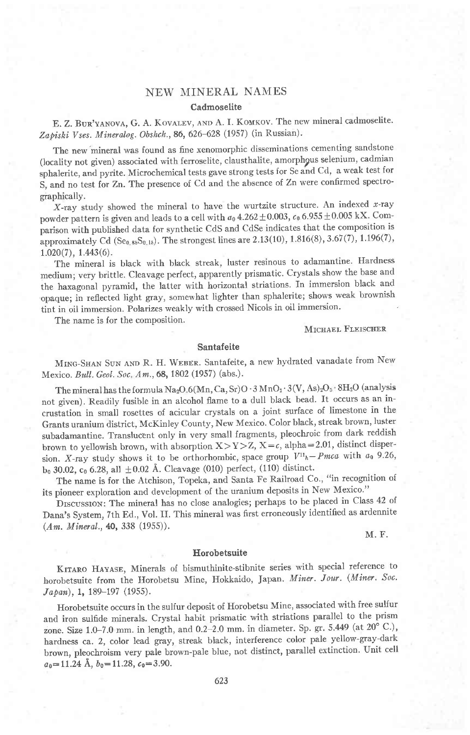# NEW MINERAL NAMES

## Cadmoselite

E. Z. Bur'yanova, G. A. Kovalev, and A. I. Komkov. The new mineral cadmoselite. *Zapiski Vses. Mineralog. Obshch.*, **86**, 626–628 (1957) (in Russian).

The new mineral was found as fine xenomorphic disseminations cementing sandstone (locality not given) associated with ferroselite, clausthalite, amorphous selenium, cadmian sphalerite, and pyrite. Microchemical tests gave strong tests for Se and Cd, a weak test for S, and no test for Zn. The presence of Cd and the absence of Zn were confirmed spectrographically.

*X*-ray study showed the mineral to have the wurtzite structure. An indexed *x*-ray powder pattern is given and leads to a cell with $a_0$ 4.262±0.003, $c_0$ 6.955±0.005 kX. Comparison with published data for synthetic CdS and CdSe indicates that the composition is approximately Cd $(Se_{0.85}S_{0.15})$. The strongest lines are 2.13(10), 1.816(8), 3.67(7), 1.196(7), 1.020(7), 1.443(6).

The mineral is black with black streak, luster resinous to adamantine. Hardness medium; very brittle. Cleavage perfect, apparently prismatic. Crystals show the base and the haxagonal pyramid, the latter with horizontal striations. In immersion black and opaque; in reflected light gray, somewhat lighter than sphalerite; shows weak brownish tint in oil immersion. Polarizes weakly with crossed Nicols in oil immersion.

The name is for the composition.

Michael Fleischer

## Santafeite

Ming-Shan Sun and R. H. Weber. Santafeite, a new hydrated vanadate from New Mexico. *Bull. Geol. Soc. Am.*, **68**, 1802 (1957) (abs.).

The mineral has the formula $Na_2O \cdot 6(Mn, Ca, Sr)O \cdot 3\,MnO_2 \cdot 3(V, As)_2O_5 \cdot 8H_2O$ (analysis not given). Readily fusible in an alcohol flame to a dull black bead. It occurs as an incrustation in small rosettes of acicular crystals on a joint surface of limestone in the Grants uranium district, McKinley County, New Mexico. Color black, streak brown, luster subadamantine. Translucent only in very small fragments, pleochroic from dark reddish brown to yellowish brown, with absorption X>Y>Z, X=*c*, alpha=2.01, distinct dispersion. *X*-ray study shows it to be orthorhombic, space group $V^{11}_h - Pmca$ with $a_0$ 9.26, $b_0$ 30.02, $c_0$ 6.28, all ±0.02 Å. Cleavage (010) perfect, (110) distinct.

The name is for the Atchison, Topeka, and Santa Fe Railroad Co., "in recognition of its pioneer exploration and development of the uranium deposits in New Mexico."

Discussion: The mineral has no close analogies; perhaps to be placed in Class 42 of Dana's System, 7th Ed., Vol. II. This mineral was first erroneously identified as ardennite (*Am. Mineral.*, **40**, 338 (1955)).

M. F.

## Horobetsuite

Kitaro Hayase, Minerals of bismuthinite-stibnite series with special reference to horobetsuite from the Horobetsu Mine, Hokkaido, Japan. *Miner. Jour.* (*Miner. Soc. Japan*), **1**, 189–197 (1955).

Horobetsuite occurs in the sulfur deposit of Horobetsu Mine, associated with free sulfur and iron sulfide minerals. Crystal habit prismatic with striations parallel to the prism zone. Size 1.0–7.0 mm. in length, and 0.2–2.0 mm. in diameter. Sp. gr. 5.449 (at 20° C.), hardness ca. 2, color lead gray, streak black, interference color pale yellow-gray-dark brown, pleochroism very pale brown-pale blue, not distinct, parallel extinction. Unit cell $a_0$=11.24 Å, $b_0$=11.28, $c_0$=3.90.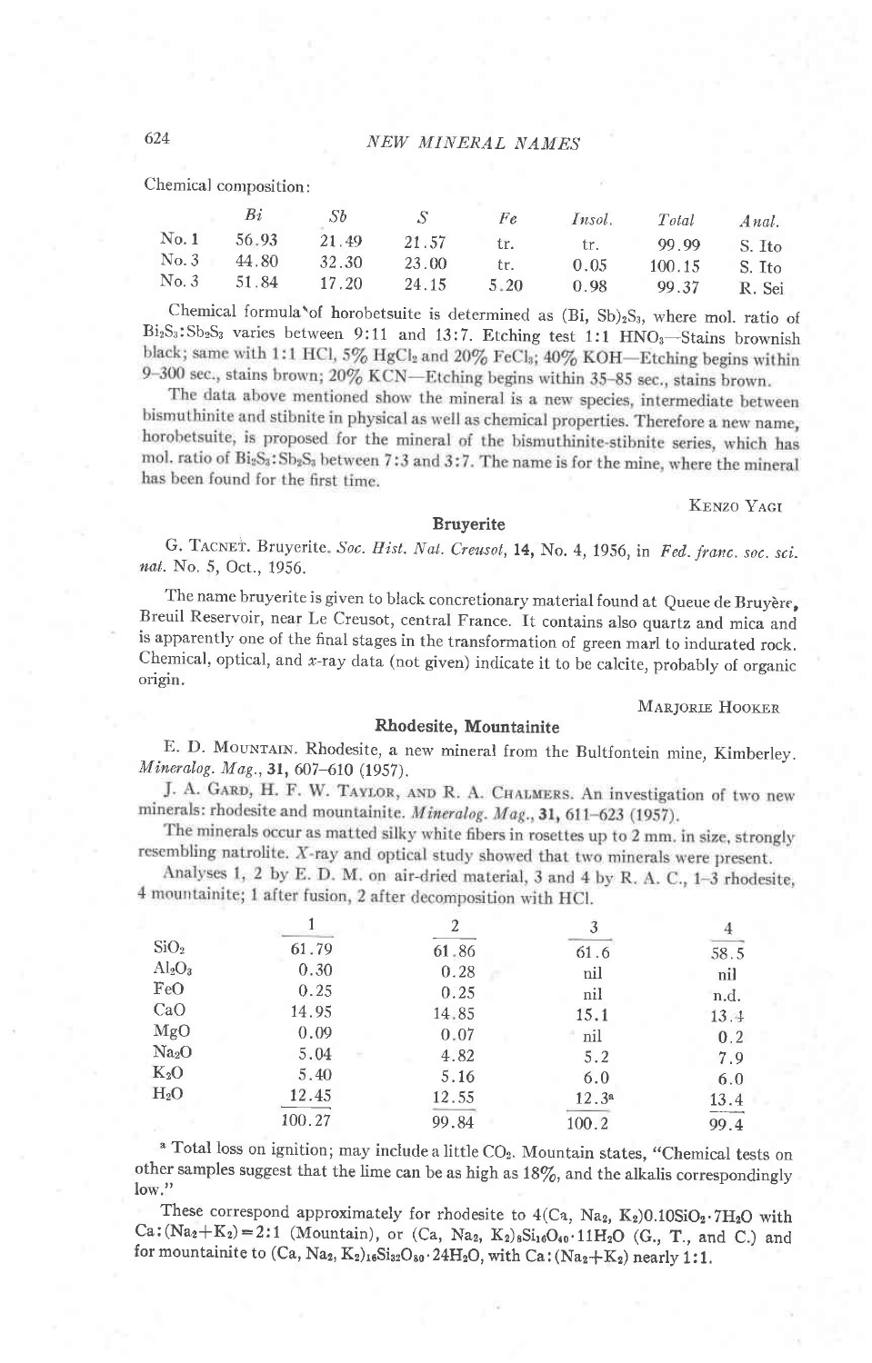Chemical composition:

| | *Bi* | *Sb* | *S* | *Fe* | *Insol.* | *Total* | *Anal.* |
|---|---|---|---|---|---|---|---|
| No. 1 | 56.93 | 21.49 | 21.57 | tr. | tr. | 99.99 | S. Ito |
| No. 3 | 44.80 | 32.30 | 23.00 | tr. | 0.05 | 100.15 | S. Ito |
| No. 3 | 51.84 | 17.20 | 24.15 | 5.20 | 0.98 | 99.37 | R. Sei |

Chemical formula of horobetsuite is determined as $(Bi, Sb)_2S_3$, where mol. ratio of $Bi_2S_3:Sb_2S_3$ varies between 9:11 and 13:7. Etching test 1:1 $HNO_3$—Stains brownish black; same with 1:1 HCl, 5% $HgCl_2$ and 20% $FeCl_3$; 40% KOH—Etching begins within 9–300 sec., stains brown; 20% KCN—Etching begins within 35–85 sec., stains brown.

The data above mentioned show the mineral is a new species, intermediate between bismuthinite and stibnite in physical as well as chemical properties. Therefore a new name, horobetsuite, is proposed for the mineral of the bismuthinite-stibnite series, which has mol. ratio of $Bi_2S_3:Sb_2S_3$ between 7:3 and 3:7. The name is for the mine, where the mineral has been found for the first time.

KENZO YAGI

## Bruyerite

G. TACNET. Bruyerite. *Soc. Hist. Nat. Creusot*, **14**, No. 4, 1956, in *Fed. franc. soc. sci. nat.* No. 5, Oct., 1956.

The name bruyerite is given to black concretionary material found at Queue de Bruyère, Breuil Reservoir, near Le Creusot, central France. It contains also quartz and mica and is apparently one of the final stages in the transformation of green marl to indurated rock. Chemical, optical, and $x$-ray data (not given) indicate it to be calcite, probably of organic origin.

MARJORIE HOOKER

## Rhodesite, Mountainite

E. D. MOUNTAIN. Rhodesite, a new mineral from the Bultfontein mine, Kimberley. *Mineralog. Mag.*, **31**, 607–610 (1957).

J. A. GARD, H. F. W. TAYLOR, AND R. A. CHALMERS. An investigation of two new minerals: rhodesite and mountainite. *Mineralog. Mag.*, **31**, 611–623 (1957).

The minerals occur as matted silky white fibers in rosettes up to 2 mm. in size, strongly resembling natrolite. X-ray and optical study showed that two minerals were present.

Analyses 1, 2 by E. D. M. on air-dried material, 3 and 4 by R. A. C., 1–3 rhodesite, 4 mountainite; 1 after fusion, 2 after decomposition with HCl.

| | 1 | 2 | 3 | 4 |
|---|---|---|---|---|
| $SiO_2$ | 61.79 | 61.86 | 61.6 | 58.5 |
| $Al_2O_3$ | 0.30 | 0.28 | nil | nil |
| FeO | 0.25 | 0.25 | nil | n.d. |
| CaO | 14.95 | 14.85 | 15.1 | 13.4 |
| MgO | 0.09 | 0.07 | nil | 0.2 |
| $Na_2O$ | 5.04 | 4.82 | 5.2 | 7.9 |
| $K_2O$ | 5.40 | 5.16 | 6.0 | 6.0 |
| $H_2O$ | 12.45 | 12.55 | 12.3[a] | 13.4 |
| | 100.27 | 99.84 | 100.2 | 99.4 |

[a] Total loss on ignition; may include a little $CO_2$. Mountain states, "Chemical tests on other samples suggest that the lime can be as high as 18%, and the alkalis correspondingly low."

These correspond approximately for rhodesite to $4(Ca, Na_2, K_2)O \cdot 10SiO_2 \cdot 7H_2O$ with $Ca:(Na_2+K_2) = 2:1$ (Mountain), or $(Ca, Na_2, K_2)_8Si_{16}O_{40} \cdot 11H_2O$ (G., T., and C.) and for mountainite to $(Ca, Na_2, K_2)_{16}Si_{32}O_{80} \cdot 24H_2O$, with $Ca:(Na_2+K_2)$ nearly 1:1.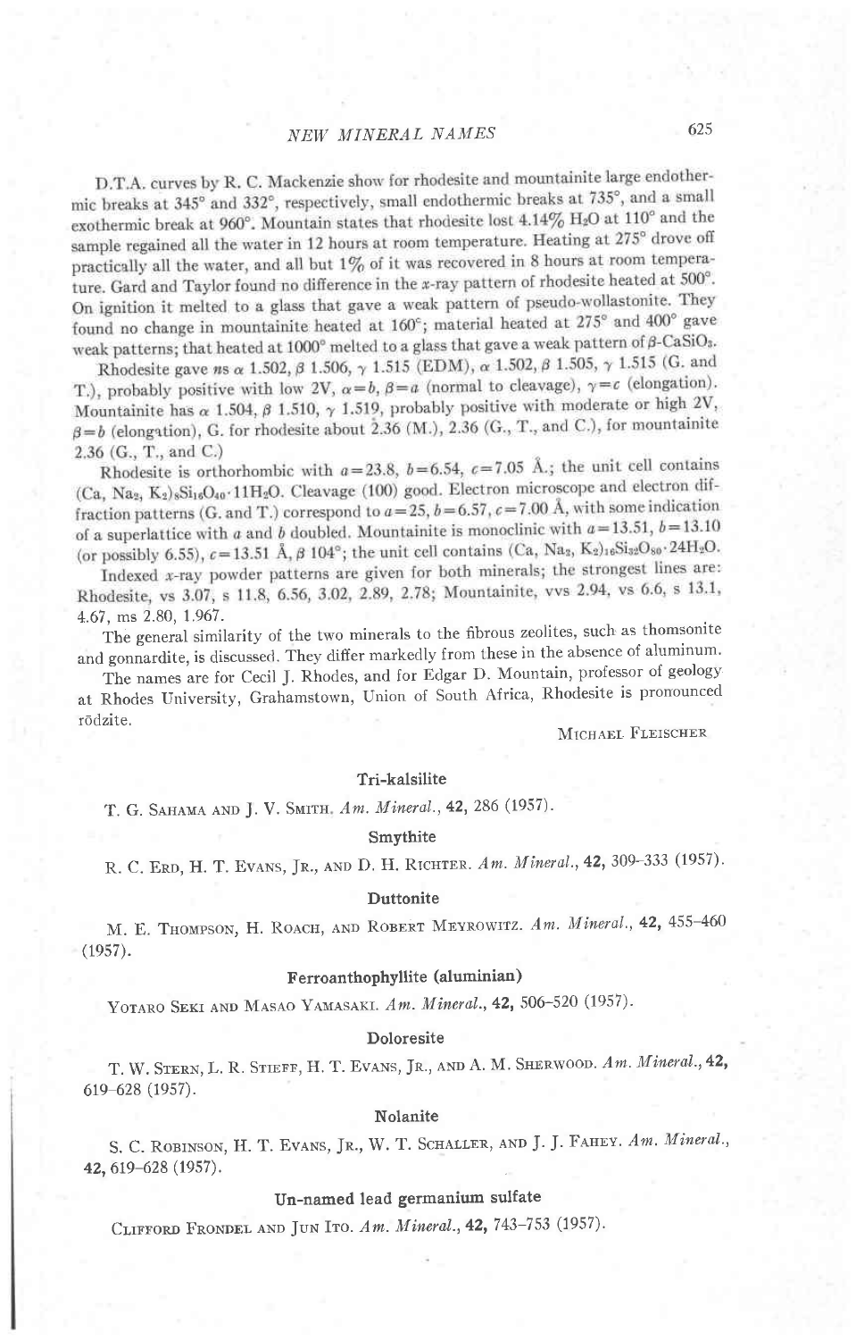D.T.A. curves by R. C. Mackenzie show for rhodesite and mountainite large endothermic breaks at 345° and 332°, respectively, small endothermic breaks at 735°, and a small exothermic break at 960°. Mountain states that rhodesite lost 4.14% $H_2O$ at 110° and the sample regained all the water in 12 hours at room temperature. Heating at 275° drove off practically all the water, and all but 1% of it was recovered in 8 hours at room temperature. Gard and Taylor found no difference in the $x$-ray pattern of rhodesite heated at 500°. On ignition it melted to a glass that gave a weak pattern of pseudo-wollastonite. They found no change in mountainite heated at 160°; material heated at 275° and 400° gave weak patterns; that heated at 1000° melted to a glass that gave a weak pattern of $\beta$-$CaSiO_3$.

Rhodesite gave $ns$ $\alpha$ 1.502, $\beta$ 1.506, $\gamma$ 1.515 (EDM), $\alpha$ 1.502, $\beta$ 1.505, $\gamma$ 1.515 (G. and T.), probably positive with low 2V, $\alpha=b$, $\beta=a$ (normal to cleavage), $\gamma=c$ (elongation). Mountainite has $\alpha$ 1.504, $\beta$ 1.510, $\gamma$ 1.519, probably positive with moderate or high 2V, $\beta=b$ (elongation), G. for rhodesite about 2.36 (M.), 2.36 (G., T., and C.), for mountainite 2.36 (G., T., and C.)

Rhodesite is orthorhombic with $a=23.8$, $b=6.54$, $c=7.05$ Å.; the unit cell contains $(Ca, Na_2, K_2)_8Si_{16}O_{40}\cdot 11H_2O$. Cleavage (100) good. Electron microscope and electron diffraction patterns (G. and T.) correspond to $a=25$, $b=6.57$, $c=7.00$ Å, with some indication of a superlattice with $a$ and $b$ doubled. Mountainite is monoclinic with $a=13.51$, $b=13.10$ (or possibly 6.55), $c=13.51$ Å, $\beta$ 104°; the unit cell contains $(Ca, Na_2, K_2)_{16}Si_{32}O_{80}\cdot 24H_2O$.

Indexed $x$-ray powder patterns are given for both minerals; the strongest lines are: Rhodesite, vs 3.07, s 11.8, 6.56, 3.02, 2.89, 2.78; Mountainite, vvs 2.94, vs 6.6, s 13.1, 4.67, ms 2.80, 1.967.

The general similarity of the two minerals to the fibrous zeolites, such as thomsonite and gonnardite, is discussed. They differ markedly from these in the absence of aluminum.

The names are for Cecil J. Rhodes, and for Edgar D. Mountain, professor of geology at Rhodes University, Grahamstown, Union of South Africa, Rhodesite is pronounced rōdzite.

MICHAEL FLEISCHER

### Tri-kalsilite

T. G. SAHAMA AND J. V. SMITH. *Am. Mineral.*, **42**, 286 (1957).

### Smythite

R. C. ERD, H. T. EVANS, JR., AND D. H. RICHTER. *Am. Mineral.*, **42**, 309–333 (1957).

### Duttonite

M. E. THOMPSON, H. ROACH, AND ROBERT MEYROWITZ. *Am. Mineral.*, **42**, 455–460 (1957).

### Ferroanthophyllite (aluminian)

YOTARO SEKI AND MASAO YAMASAKI. *Am. Mineral.*, **42**, 506–520 (1957).

### Doloresite

T. W. STERN, L. R. STIEFF, H. T. EVANS, JR., AND A. M. SHERWOOD. *Am. Mineral.*, **42**, 619–628 (1957).

### Nolanite

S. C. ROBINSON, H. T. EVANS, JR., W. T. SCHALLER, AND J. J. FAHEY. *Am. Mineral.*, **42**, 619–628 (1957).

### Un-named lead germanium sulfate

CLIFFORD FRONDEL AND JUN ITO. *Am. Mineral.*, **42**, 743–753 (1957).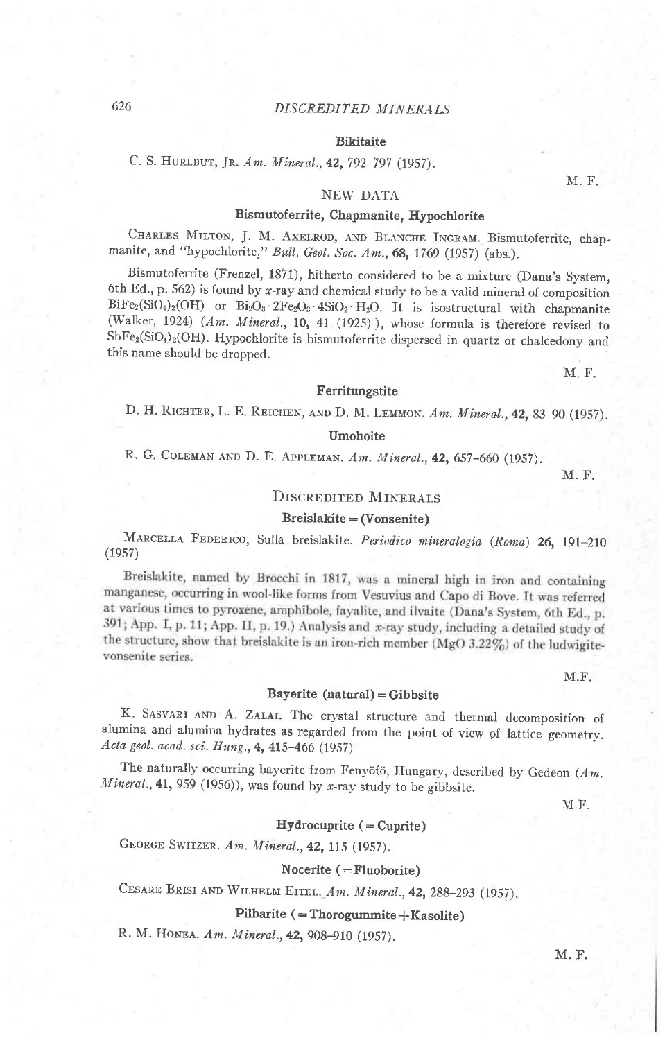### Bikitaite

C. S. Hurlbut, Jr. *Am. Mineral.*, **42**, 792–797 (1957).

M. F.

## NEW DATA

### Bismutoferrite, Chapmanite, Hypochlorite

Charles Milton, J. M. Axelrod, and Blanche Ingram. Bismutoferrite, chapmanite, and "hypochlorite," *Bull. Geol. Soc. Am.*, **68**, 1769 (1957) (abs.).

Bismutoferrite (Frenzel, 1871), hitherto considered to be a mixture (Dana's System, 6th Ed., p. 562) is found by *x*-ray and chemical study to be a valid mineral of composition $BiFe_2(SiO_4)_2(OH)$ or $Bi_2O_3 \cdot 2Fe_2O_3 \cdot 4SiO_2 \cdot H_2O$. It is isostructural with chapmanite (Walker, 1924) (*Am. Mineral.*, **10**, 41 (1925)), whose formula is therefore revised to $SbFe_2(SiO_4)_2(OH)$. Hypochlorite is bismutoferrite dispersed in quartz or chalcedony and this name should be dropped.

M. F.

### Ferritungstite

D. H. Richter, L. E. Reichen, and D. M. Lemmon. *Am. Mineral.*, **42**, 83–90 (1957).

### Umohoite

R. G. Coleman and D. E. Appleman. *Am. Mineral.*, **42**, 657–660 (1957).

M. F.

## Discredited Minerals

### Breislakite = (Vonsenite)

Marcella Federico, Sulla breislakite. *Periodico mineralogia (Roma)* **26**, 191–210 (1957)

Breislakite, named by Brocchi in 1817, was a mineral high in iron and containing manganese, occurring in wool-like forms from Vesuvius and Capo di Bove. It was referred at various times to pyroxene, amphibole, fayalite, and ilvaite (Dana's System, 6th Ed., p. 391; App. I, p. 11; App. II, p. 19.) Analysis and *x*-ray study, including a detailed study of the structure, show that breislakite is an iron-rich member (MgO 3.22%) of the ludwigite-vonsenite series.

M.F.

### Bayerite (natural) = Gibbsite

K. Sasvari and A. Zalai. The crystal structure and thermal decomposition of alumina and alumina hydrates as regarded from the point of view of lattice geometry. *Acta geol. acad. sci. Hung.*, **4**, 415–466 (1957)

The naturally occurring bayerite from Fenyöfö, Hungary, described by Gedeon (*Am. Mineral.*, **41**, 959 (1956)), was found by *x*-ray study to be gibbsite.

M.F.

### Hydrocuprite (= Cuprite)

George Switzer. *Am. Mineral.*, **42**, 115 (1957).

### Nocerite (= Fluoborite)

Cesare Brisi and Wilhelm Eitel. *Am. Mineral.*, **42**, 288–293 (1957).

### Pilbarite (= Thorogummite + Kasolite)

R. M. Honea. *Am. Mineral.*, **42**, 908–910 (1957).

M. F.